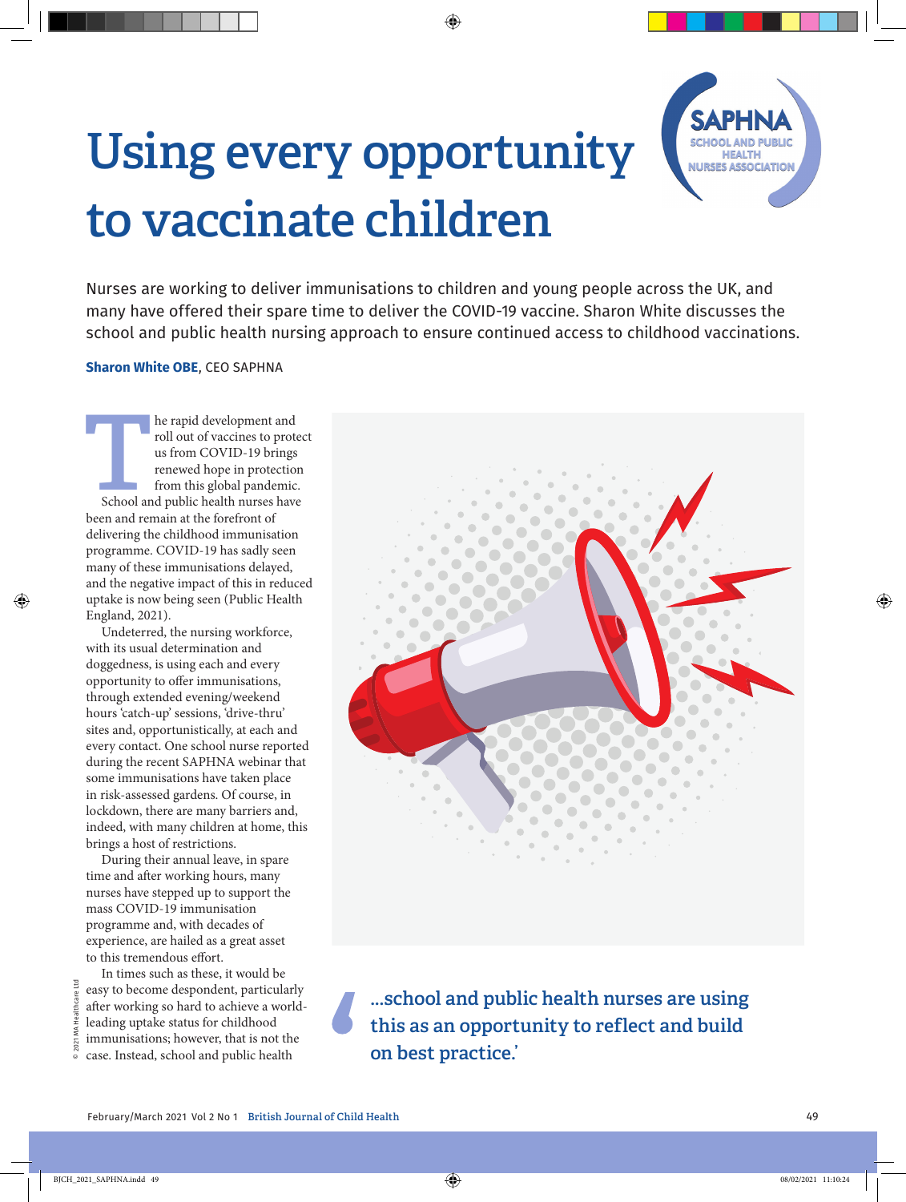# Using every opportunity to vaccinate children

Nurses are working to deliver immunisations to children and young people across the UK, and many have offered their spare time to deliver the COVID-19 vaccine. Sharon White discusses the school and public health nursing approach to ensure continued access to childhood vaccinations.

**Sharon White OBE**, CEO SAPHNA

The rapid development and roll out of vaccines to protect us from COVID-19 brings renewed hope in protection from this global pandemic.

School and public health nurses have been and remain at the forefront of delivering the childhood immunisation programme. COVID-19 has sadly seen many of these immunisations delayed, and the negative impact of this in reduced uptake is now being seen (Public Health England, 2021).

Undeterred, the nursing workforce, with its usual determination and doggedness, is using each and every opportunity to offer immunisations, through extended evening/weekend hours 'catch-up' sessions, 'drive-thru' sites and, opportunistically, at each and every contact. One school nurse reported during the recent SAPHNA webinar that some immunisations have taken place in risk-assessed gardens. Of course, in lockdown, there are many barriers and, indeed, with many children at home, this brings a host of restrictions.

During their annual leave, in spare time and after working hours, many nurses have stepped up to support the mass COVID-19 immunisation programme and, with decades of experience, are hailed as a great asset to this tremendous effort.

In times such as these, it would be easy to become despondent, particularly after working so hard to achieve a world-leading uptake status for childhood immunisations; however, that is not the case. Instead, school and public health

> '...school and public health nurses are using this as an opportunity to reflect and build on best practice.'

© 2021 MA Healthcare Ltd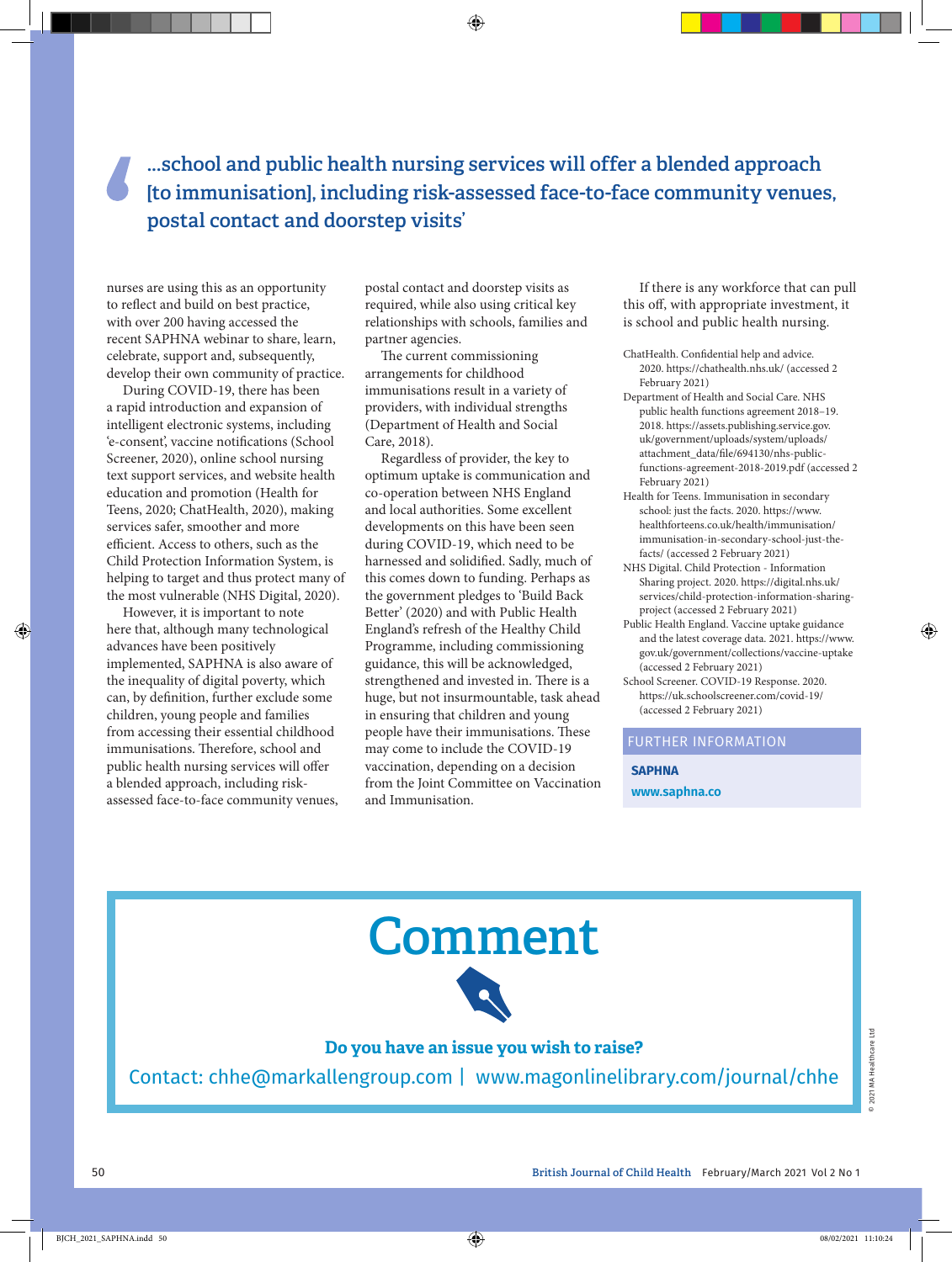> '…school and public health nursing services will offer a blended approach [to immunisation], including risk-assessed face-to-face community venues, postal contact and doorstep visits'

nurses are using this as an opportunity to reflect and build on best practice, with over 200 having accessed the recent SAPHNA webinar to share, learn, celebrate, support and, subsequently, develop their own community of practice.

During COVID-19, there has been a rapid introduction and expansion of intelligent electronic systems, including 'e-consent', vaccine notifications (School Screener, 2020), online school nursing text support services, and website health education and promotion (Health for Teens, 2020; ChatHealth, 2020), making services safer, smoother and more efficient. Access to others, such as the Child Protection Information System, is helping to target and thus protect many of the most vulnerable (NHS Digital, 2020).

However, it is important to note here that, although many technological advances have been positively implemented, SAPHNA is also aware of the inequality of digital poverty, which can, by definition, further exclude some children, young people and families from accessing their essential childhood immunisations. Therefore, school and public health nursing services will offer a blended approach, including risk-assessed face-to-face community venues, postal contact and doorstep visits as required, while also using critical key relationships with schools, families and partner agencies.

The current commissioning arrangements for childhood immunisations result in a variety of providers, with individual strengths (Department of Health and Social Care, 2018).

Regardless of provider, the key to optimum uptake is communication and co-operation between NHS England and local authorities. Some excellent developments on this have been seen during COVID-19, which need to be harnessed and solidified. Sadly, much of this comes down to funding. Perhaps as the government pledges to 'Build Back Better' (2020) and with Public Health England's refresh of the Healthy Child Programme, including commissioning guidance, this will be acknowledged, strengthened and invested in. There is a huge, but not insurmountable, task ahead in ensuring that children and young people have their immunisations. These may come to include the COVID-19 vaccination, depending on a decision from the Joint Committee on Vaccination and Immunisation.

If there is any workforce that can pull this off, with appropriate investment, it is school and public health nursing.

ChatHealth. Confidential help and advice. 2020. https://chathealth.nhs.uk/ (accessed 2 February 2021)

Department of Health and Social Care. NHS public health functions agreement 2018–19. 2018. https://assets.publishing.service.gov.uk/government/uploads/system/uploads/attachment_data/file/694130/nhs-public-functions-agreement-2018-2019.pdf (accessed 2 February 2021)

Health for Teens. Immunisation in secondary school: just the facts. 2020. https://www.healthforteens.co.uk/health/immunisation/immunisation-in-secondary-school-just-the-facts/ (accessed 2 February 2021)

NHS Digital. Child Protection - Information Sharing project. 2020. https://digital.nhs.uk/services/child-protection-information-sharing-project (accessed 2 February 2021)

Public Health England. Vaccine uptake guidance and the latest coverage data. 2021. https://www.gov.uk/government/collections/vaccine-uptake (accessed 2 February 2021)

School Screener. COVID-19 Response. 2020. https://uk.schoolscreener.com/covid-19/ (accessed 2 February 2021)

## FURTHER INFORMATION

**SAPHNA**
**www.saphna.co**

# Comment

**Do you have an issue you wish to raise?**

Contact: chhe@markallengroup.com | www.magonlinelibrary.com/journal/chhe

© 2021 MA Healthcare Ltd